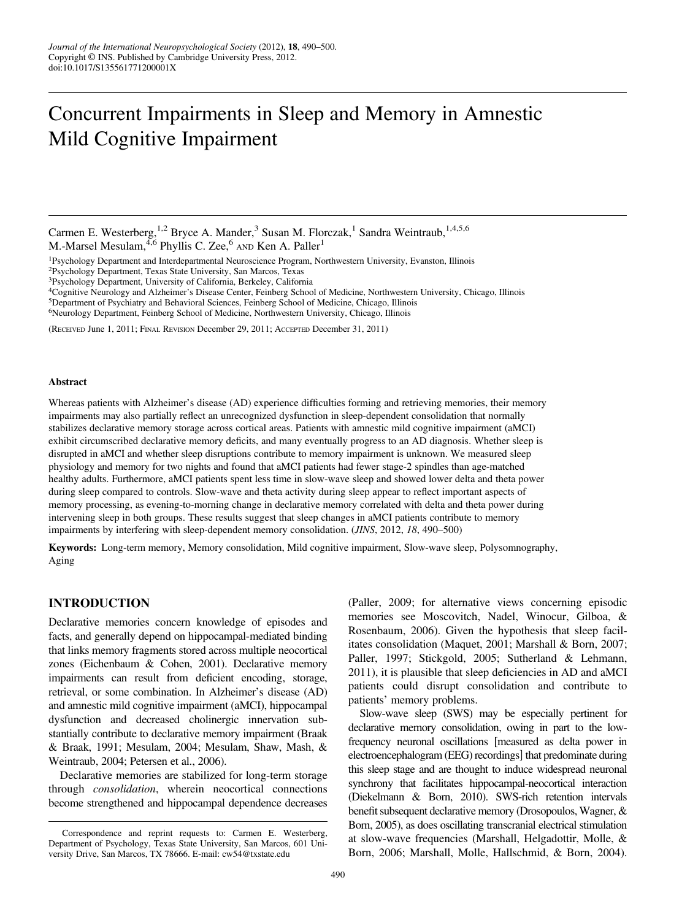# Concurrent Impairments in Sleep and Memory in Amnestic Mild Cognitive Impairment

Carmen E. Westerberg,[1,2] Bryce A. Mander,[3] Susan M. Florczak,[1] Sandra Weintraub,[1,4,5,6] M.-Marsel Mesulam,[4,6] Phyllis C. Zee,[6] and Ken A. Paller[1]

[1]Psychology Department and Interdepartmental Neuroscience Program, Northwestern University, Evanston, Illinois
[2]Psychology Department, Texas State University, San Marcos, Texas
[3]Psychology Department, University of California, Berkeley, California
[4]Cognitive Neurology and Alzheimer's Disease Center, Feinberg School of Medicine, Northwestern University, Chicago, Illinois
[5]Department of Psychiatry and Behavioral Sciences, Feinberg School of Medicine, Chicago, Illinois
[6]Neurology Department, Feinberg School of Medicine, Northwestern University, Chicago, Illinois

(Received June 1, 2011; Final Revision December 29, 2011; Accepted December 31, 2011)

#### Abstract

Whereas patients with Alzheimer's disease (AD) experience difficulties forming and retrieving memories, their memory impairments may also partially reflect an unrecognized dysfunction in sleep-dependent consolidation that normally stabilizes declarative memory storage across cortical areas. Patients with amnestic mild cognitive impairment (aMCI) exhibit circumscribed declarative memory deficits, and many eventually progress to an AD diagnosis. Whether sleep is disrupted in aMCI and whether sleep disruptions contribute to memory impairment is unknown. We measured sleep physiology and memory for two nights and found that aMCI patients had fewer stage-2 spindles than age-matched healthy adults. Furthermore, aMCI patients spent less time in slow-wave sleep and showed lower delta and theta power during sleep compared to controls. Slow-wave and theta activity during sleep appear to reflect important aspects of memory processing, as evening-to-morning change in declarative memory correlated with delta and theta power during intervening sleep in both groups. These results suggest that sleep changes in aMCI patients contribute to memory impairments by interfering with sleep-dependent memory consolidation. (*JINS*, 2012, *18*, 490–500)

**Keywords:** Long-term memory, Memory consolidation, Mild cognitive impairment, Slow-wave sleep, Polysomnography, Aging

## INTRODUCTION

Declarative memories concern knowledge of episodes and facts, and generally depend on hippocampal-mediated binding that links memory fragments stored across multiple neocortical zones (Eichenbaum & Cohen, 2001). Declarative memory impairments can result from deficient encoding, storage, retrieval, or some combination. In Alzheimer's disease (AD) and amnestic mild cognitive impairment (aMCI), hippocampal dysfunction and decreased cholinergic innervation substantially contribute to declarative memory impairment (Braak & Braak, 1991; Mesulam, 2004; Mesulam, Shaw, Mash, & Weintraub, 2004; Petersen et al., 2006).

Declarative memories are stabilized for long-term storage through *consolidation*, wherein neocortical connections become strengthened and hippocampal dependence decreases (Paller, 2009; for alternative views concerning episodic memories see Moscovitch, Nadel, Winocur, Gilboa, & Rosenbaum, 2006). Given the hypothesis that sleep facilitates consolidation (Maquet, 2001; Marshall & Born, 2007; Paller, 1997; Stickgold, 2005; Sutherland & Lehmann, 2011), it is plausible that sleep deficiencies in AD and aMCI patients could disrupt consolidation and contribute to patients' memory problems.

Slow-wave sleep (SWS) may be especially pertinent for declarative memory consolidation, owing in part to the low-frequency neuronal oscillations [measured as delta power in electroencephalogram (EEG) recordings] that predominate during this sleep stage and are thought to induce widespread neuronal synchrony that facilitates hippocampal-neocortical interaction (Diekelmann & Born, 2010). SWS-rich retention intervals benefit subsequent declarative memory (Drosopoulos, Wagner, & Born, 2005), as does oscillating transcranial electrical stimulation at slow-wave frequencies (Marshall, Helgadottir, Molle, & Born, 2006; Marshall, Molle, Hallschmid, & Born, 2004).

Correspondence and reprint requests to: Carmen E. Westerberg, Department of Psychology, Texas State University, San Marcos, 601 University Drive, San Marcos, TX 78666. E-mail: cw54@txstate.edu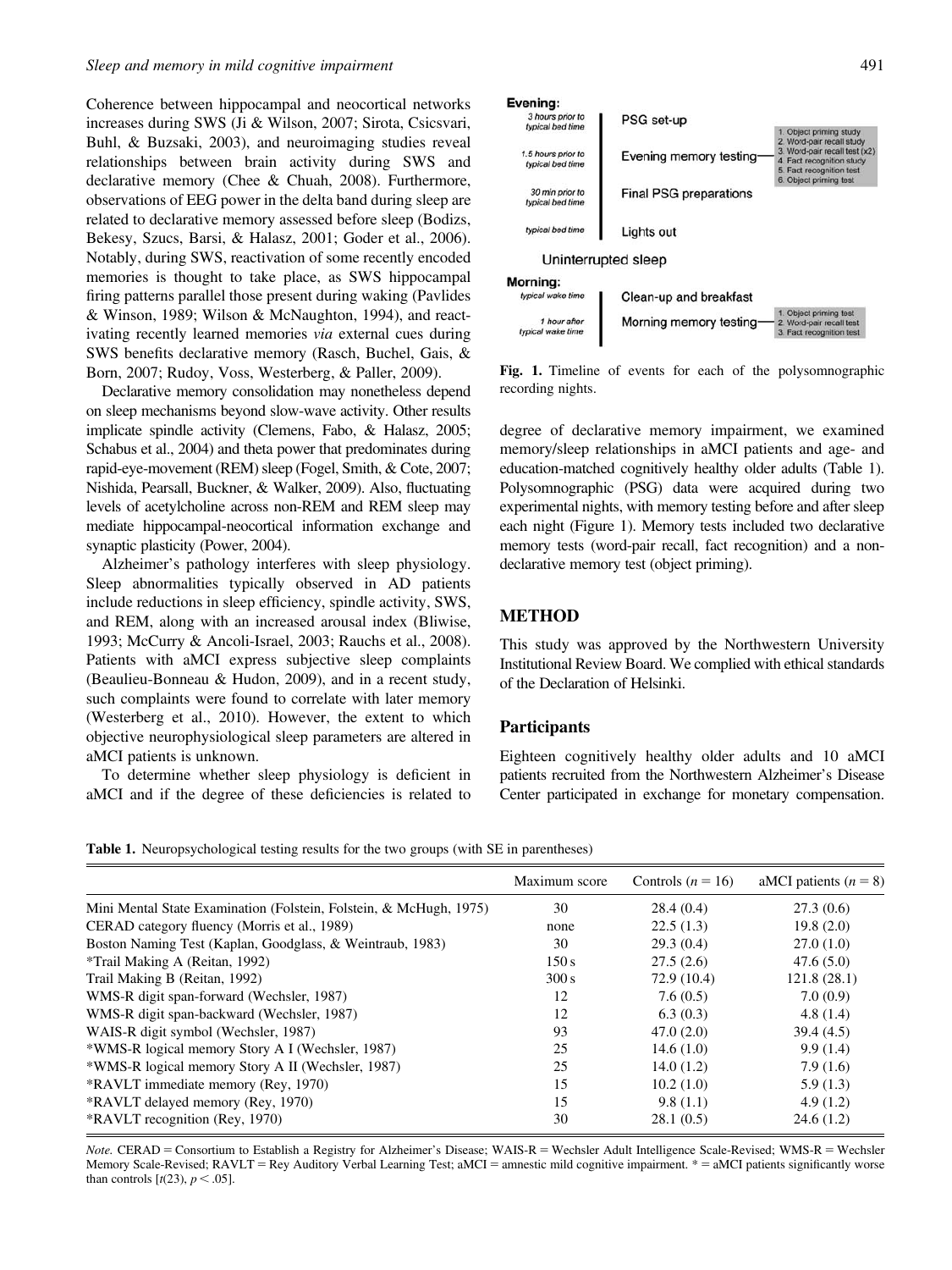Coherence between hippocampal and neocortical networks increases during SWS (Ji & Wilson, 2007; Sirota, Csicsvari, Buhl, & Buzsaki, 2003), and neuroimaging studies reveal relationships between brain activity during SWS and declarative memory (Chee & Chuah, 2008). Furthermore, observations of EEG power in the delta band during sleep are related to declarative memory assessed before sleep (Bodizs, Bekesy, Szucs, Barsi, & Halasz, 2001; Goder et al., 2006). Notably, during SWS, reactivation of some recently encoded memories is thought to take place, as SWS hippocampal firing patterns parallel those present during waking (Pavlides & Winson, 1989; Wilson & McNaughton, 1994), and reactivating recently learned memories *via* external cues during SWS benefits declarative memory (Rasch, Buchel, Gais, & Born, 2007; Rudoy, Voss, Westerberg, & Paller, 2009).

Declarative memory consolidation may nonetheless depend on sleep mechanisms beyond slow-wave activity. Other results implicate spindle activity (Clemens, Fabo, & Halasz, 2005; Schabus et al., 2004) and theta power that predominates during rapid-eye-movement (REM) sleep (Fogel, Smith, & Cote, 2007; Nishida, Pearsall, Buckner, & Walker, 2009). Also, fluctuating levels of acetylcholine across non-REM and REM sleep may mediate hippocampal-neocortical information exchange and synaptic plasticity (Power, 2004).

Alzheimer's pathology interferes with sleep physiology. Sleep abnormalities typically observed in AD patients include reductions in sleep efficiency, spindle activity, SWS, and REM, along with an increased arousal index (Bliwise, 1993; McCurry & Ancoli-Israel, 2003; Rauchs et al., 2008). Patients with aMCI express subjective sleep complaints (Beaulieu-Bonneau & Hudon, 2009), and in a recent study, such complaints were found to correlate with later memory (Westerberg et al., 2010). However, the extent to which objective neurophysiological sleep parameters are altered in aMCI patients is unknown.

To determine whether sleep physiology is deficient in aMCI and if the degree of these deficiencies is related to degree of declarative memory impairment, we examined memory/sleep relationships in aMCI patients and age- and education-matched cognitively healthy older adults (Table 1). Polysomnographic (PSG) data were acquired during two experimental nights, with memory testing before and after sleep each night (Figure 1). Memory tests included two declarative memory tests (word-pair recall, fact recognition) and a non-declarative memory test (object priming).

**Fig. 1.** Timeline of events for each of the polysomnographic recording nights.

## METHOD

This study was approved by the Northwestern University Institutional Review Board. We complied with ethical standards of the Declaration of Helsinki.

### Participants

Eighteen cognitively healthy older adults and 10 aMCI patients recruited from the Northwestern Alzheimer's Disease Center participated in exchange for monetary compensation.

**Table 1.** Neuropsychological testing results for the two groups (with SE in parentheses)

| | Maximum score | Controls ($n = 16$) | aMCI patients ($n = 8$) |
|---|---|---|---|
| Mini Mental State Examination (Folstein, Folstein, & McHugh, 1975) | 30 | 28.4 (0.4) | 27.3 (0.6) |
| CERAD category fluency (Morris et al., 1989) | none | 22.5 (1.3) | 19.8 (2.0) |
| Boston Naming Test (Kaplan, Goodglass, & Weintraub, 1983) | 30 | 29.3 (0.4) | 27.0 (1.0) |
| *Trail Making A (Reitan, 1992) | 150 s | 27.5 (2.6) | 47.6 (5.0) |
| Trail Making B (Reitan, 1992) | 300 s | 72.9 (10.4) | 121.8 (28.1) |
| WMS-R digit span-forward (Wechsler, 1987) | 12 | 7.6 (0.5) | 7.0 (0.9) |
| WMS-R digit span-backward (Wechsler, 1987) | 12 | 6.3 (0.3) | 4.8 (1.4) |
| WAIS-R digit symbol (Wechsler, 1987) | 93 | 47.0 (2.0) | 39.4 (4.5) |
| *WMS-R logical memory Story A I (Wechsler, 1987) | 25 | 14.6 (1.0) | 9.9 (1.4) |
| *WMS-R logical memory Story A II (Wechsler, 1987) | 25 | 14.0 (1.2) | 7.9 (1.6) |
| *RAVLT immediate memory (Rey, 1970) | 15 | 10.2 (1.0) | 5.9 (1.3) |
| *RAVLT delayed memory (Rey, 1970) | 15 | 9.8 (1.1) | 4.9 (1.2) |
| *RAVLT recognition (Rey, 1970) | 30 | 28.1 (0.5) | 24.6 (1.2) |

*Note.* CERAD = Consortium to Establish a Registry for Alzheimer's Disease; WAIS-R = Wechsler Adult Intelligence Scale-Revised; WMS-R = Wechsler Memory Scale-Revised; RAVLT = Rey Auditory Verbal Learning Test; aMCI = amnestic mild cognitive impairment. * = aMCI patients significantly worse than controls [$t(23)$, $p < .05$].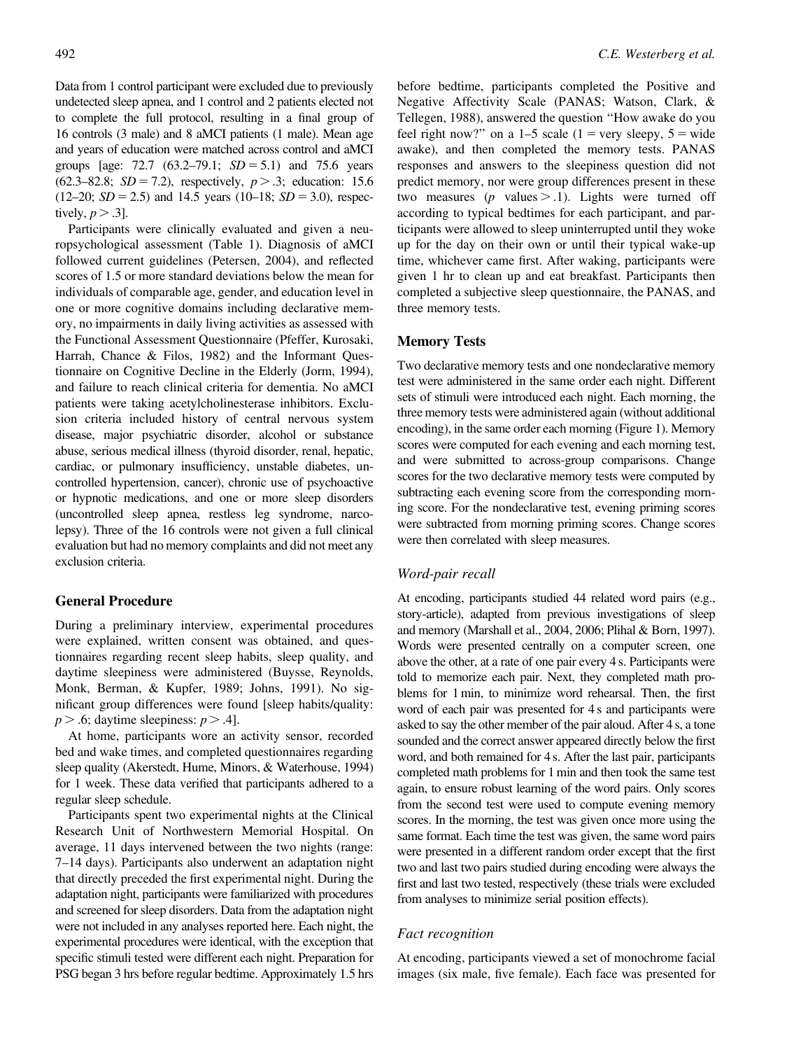Data from 1 control participant were excluded due to previously undetected sleep apnea, and 1 control and 2 patients elected not to complete the full protocol, resulting in a final group of 16 controls (3 male) and 8 aMCI patients (1 male). Mean age and years of education were matched across control and aMCI groups [age: 72.7 (63.2–79.1; $SD = 5.1$) and 75.6 years (62.3–82.8; $SD = 7.2$), respectively, $p > .3$; education: 15.6 (12–20; $SD = 2.5$) and 14.5 years (10–18; $SD = 3.0$), respectively, $p > .3$].

Participants were clinically evaluated and given a neuropsychological assessment (Table 1). Diagnosis of aMCI followed current guidelines (Petersen, 2004), and reflected scores of 1.5 or more standard deviations below the mean for individuals of comparable age, gender, and education level in one or more cognitive domains including declarative memory, no impairments in daily living activities as assessed with the Functional Assessment Questionnaire (Pfeffer, Kurosaki, Harrah, Chance & Filos, 1982) and the Informant Questionnaire on Cognitive Decline in the Elderly (Jorm, 1994), and failure to reach clinical criteria for dementia. No aMCI patients were taking acetylcholinesterase inhibitors. Exclusion criteria included history of central nervous system disease, major psychiatric disorder, alcohol or substance abuse, serious medical illness (thyroid disorder, renal, hepatic, cardiac, or pulmonary insufficiency, unstable diabetes, uncontrolled hypertension, cancer), chronic use of psychoactive or hypnotic medications, and one or more sleep disorders (uncontrolled sleep apnea, restless leg syndrome, narcolepsy). Three of the 16 controls were not given a full clinical evaluation but had no memory complaints and did not meet any exclusion criteria.

## General Procedure

During a preliminary interview, experimental procedures were explained, written consent was obtained, and questionnaires regarding recent sleep habits, sleep quality, and daytime sleepiness were administered (Buysse, Reynolds, Monk, Berman, & Kupfer, 1989; Johns, 1991). No significant group differences were found [sleep habits/quality: $p > .6$; daytime sleepiness: $p > .4$].

At home, participants wore an activity sensor, recorded bed and wake times, and completed questionnaires regarding sleep quality (Akerstedt, Hume, Minors, & Waterhouse, 1994) for 1 week. These data verified that participants adhered to a regular sleep schedule.

Participants spent two experimental nights at the Clinical Research Unit of Northwestern Memorial Hospital. On average, 11 days intervened between the two nights (range: 7–14 days). Participants also underwent an adaptation night that directly preceded the first experimental night. During the adaptation night, participants were familiarized with procedures and screened for sleep disorders. Data from the adaptation night were not included in any analyses reported here. Each night, the experimental procedures were identical, with the exception that specific stimuli tested were different each night. Preparation for PSG began 3 hrs before regular bedtime. Approximately 1.5 hrs before bedtime, participants completed the Positive and Negative Affectivity Scale (PANAS; Watson, Clark, & Tellegen, 1988), answered the question "How awake do you feel right now?" on a 1–5 scale (1 = very sleepy, 5 = wide awake), and then completed the memory tests. PANAS responses and answers to the sleepiness question did not predict memory, nor were group differences present in these two measures ($p$ values $> .1$). Lights were turned off according to typical bedtimes for each participant, and participants were allowed to sleep uninterrupted until they woke up for the day on their own or until their typical wake-up time, whichever came first. After waking, participants were given 1 hr to clean up and eat breakfast. Participants then completed a subjective sleep questionnaire, the PANAS, and three memory tests.

## Memory Tests

Two declarative memory tests and one nondeclarative memory test were administered in the same order each night. Different sets of stimuli were introduced each night. Each morning, the three memory tests were administered again (without additional encoding), in the same order each morning (Figure 1). Memory scores were computed for each evening and each morning test, and were submitted to across-group comparisons. Change scores for the two declarative memory tests were computed by subtracting each evening score from the corresponding morning score. For the nondeclarative test, evening priming scores were subtracted from morning priming scores. Change scores were then correlated with sleep measures.

### *Word-pair recall*

At encoding, participants studied 44 related word pairs (e.g., story-article), adapted from previous investigations of sleep and memory (Marshall et al., 2004, 2006; Plihal & Born, 1997). Words were presented centrally on a computer screen, one above the other, at a rate of one pair every 4 s. Participants were told to memorize each pair. Next, they completed math problems for 1 min, to minimize word rehearsal. Then, the first word of each pair was presented for 4 s and participants were asked to say the other member of the pair aloud. After 4 s, a tone sounded and the correct answer appeared directly below the first word, and both remained for 4 s. After the last pair, participants completed math problems for 1 min and then took the same test again, to ensure robust learning of the word pairs. Only scores from the second test were used to compute evening memory scores. In the morning, the test was given once more using the same format. Each time the test was given, the same word pairs were presented in a different random order except that the first two and last two pairs studied during encoding were always the first and last two tested, respectively (these trials were excluded from analyses to minimize serial position effects).

### *Fact recognition*

At encoding, participants viewed a set of monochrome facial images (six male, five female). Each face was presented for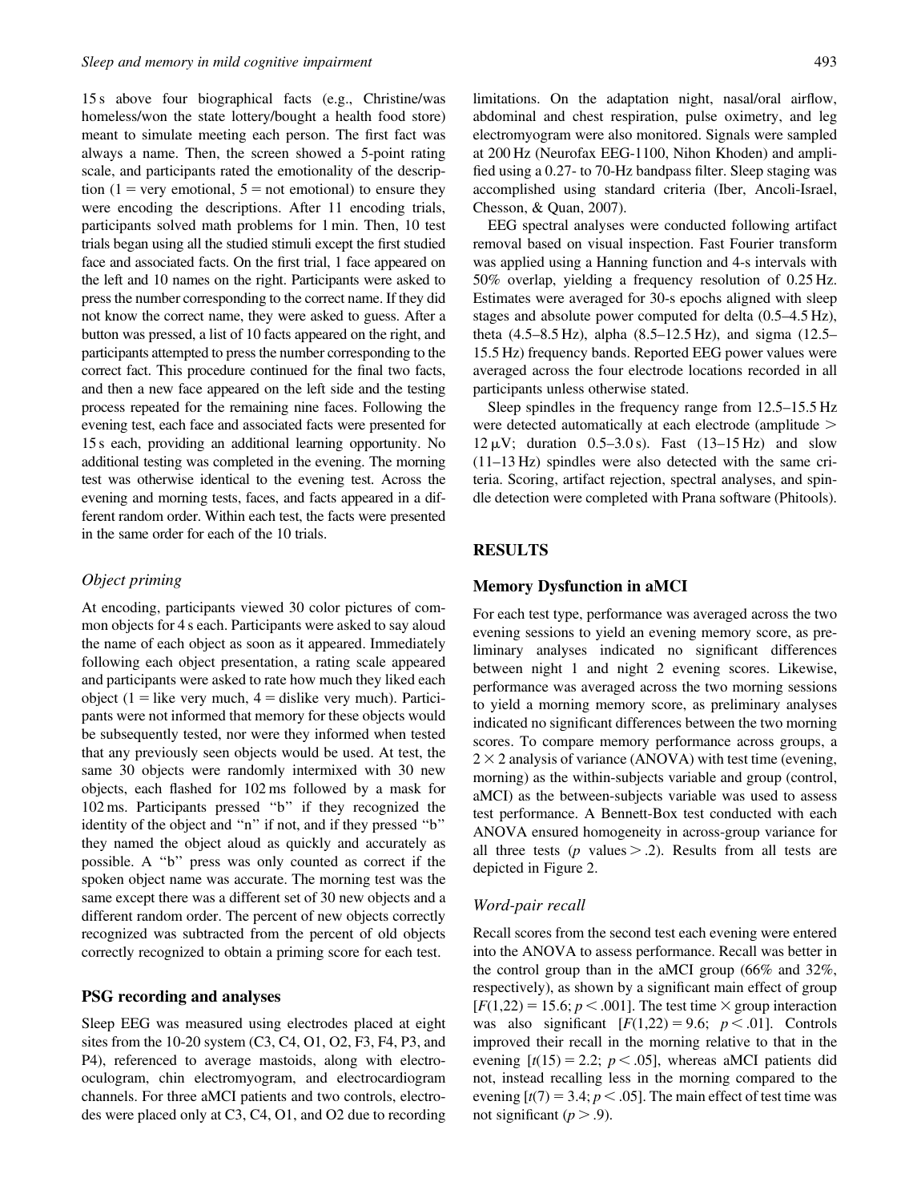15 s above four biographical facts (e.g., Christine/was homeless/won the state lottery/bought a health food store) meant to simulate meeting each person. The first fact was always a name. Then, the screen showed a 5-point rating scale, and participants rated the emotionality of the description (1 = very emotional, 5 = not emotional) to ensure they were encoding the descriptions. After 11 encoding trials, participants solved math problems for 1 min. Then, 10 test trials began using all the studied stimuli except the first studied face and associated facts. On the first trial, 1 face appeared on the left and 10 names on the right. Participants were asked to press the number corresponding to the correct name. If they did not know the correct name, they were asked to guess. After a button was pressed, a list of 10 facts appeared on the right, and participants attempted to press the number corresponding to the correct fact. This procedure continued for the final two facts, and then a new face appeared on the left side and the testing process repeated for the remaining nine faces. Following the evening test, each face and associated facts were presented for 15 s each, providing an additional learning opportunity. No additional testing was completed in the evening. The morning test was otherwise identical to the evening test. Across the evening and morning tests, faces, and facts appeared in a different random order. Within each test, the facts were presented in the same order for each of the 10 trials.

### *Object priming*

At encoding, participants viewed 30 color pictures of common objects for 4 s each. Participants were asked to say aloud the name of each object as soon as it appeared. Immediately following each object presentation, a rating scale appeared and participants were asked to rate how much they liked each object (1 = like very much, 4 = dislike very much). Participants were not informed that memory for these objects would be subsequently tested, nor were they informed when tested that any previously seen objects would be used. At test, the same 30 objects were randomly intermixed with 30 new objects, each flashed for 102 ms followed by a mask for 102 ms. Participants pressed "b" if they recognized the identity of the object and "n" if not, and if they pressed "b" they named the object aloud as quickly and accurately as possible. A "b" press was only counted as correct if the spoken object name was accurate. The morning test was the same except there was a different set of 30 new objects and a different random order. The percent of new objects correctly recognized was subtracted from the percent of old objects correctly recognized to obtain a priming score for each test.

## PSG recording and analyses

Sleep EEG was measured using electrodes placed at eight sites from the 10-20 system (C3, C4, O1, O2, F3, F4, P3, and P4), referenced to average mastoids, along with electrooculogram, chin electromyogram, and electrocardiogram channels. For three aMCI patients and two controls, electrodes were placed only at C3, C4, O1, and O2 due to recording limitations. On the adaptation night, nasal/oral airflow, abdominal and chest respiration, pulse oximetry, and leg electromyogram were also monitored. Signals were sampled at 200 Hz (Neurofax EEG-1100, Nihon Khoden) and amplified using a 0.27- to 70-Hz bandpass filter. Sleep staging was accomplished using standard criteria (Iber, Ancoli-Israel, Chesson, & Quan, 2007).

EEG spectral analyses were conducted following artifact removal based on visual inspection. Fast Fourier transform was applied using a Hanning function and 4-s intervals with 50% overlap, yielding a frequency resolution of 0.25 Hz. Estimates were averaged for 30-s epochs aligned with sleep stages and absolute power computed for delta (0.5–4.5 Hz), theta (4.5–8.5 Hz), alpha (8.5–12.5 Hz), and sigma (12.5–15.5 Hz) frequency bands. Reported EEG power values were averaged across the four electrode locations recorded in all participants unless otherwise stated.

Sleep spindles in the frequency range from 12.5–15.5 Hz were detected automatically at each electrode (amplitude > 12 μV; duration 0.5–3.0 s). Fast (13–15 Hz) and slow (11–13 Hz) spindles were also detected with the same criteria. Scoring, artifact rejection, spectral analyses, and spindle detection were completed with Prana software (Phitools).

# RESULTS

## Memory Dysfunction in aMCI

For each test type, performance was averaged across the two evening sessions to yield an evening memory score, as preliminary analyses indicated no significant differences between night 1 and night 2 evening scores. Likewise, performance was averaged across the two morning sessions to yield a morning memory score, as preliminary analyses indicated no significant differences between the two morning scores. To compare memory performance across groups, a $2 \times 2$ analysis of variance (ANOVA) with test time (evening, morning) as the within-subjects variable and group (control, aMCI) as the between-subjects variable was used to assess test performance. A Bennett-Box test conducted with each ANOVA ensured homogeneity in across-group variance for all three tests ($p$ values $> .2$). Results from all tests are depicted in Figure 2.

### *Word-pair recall*

Recall scores from the second test each evening were entered into the ANOVA to assess performance. Recall was better in the control group than in the aMCI group (66% and 32%, respectively), as shown by a significant main effect of group [$F(1,22) = 15.6$; $p < .001$]. The test time × group interaction was also significant [$F(1,22) = 9.6$; $p < .01$]. Controls improved their recall in the morning relative to that in the evening [$t(15) = 2.2$; $p < .05$], whereas aMCI patients did not, instead recalling less in the morning compared to the evening [$t(7) = 3.4$; $p < .05$]. The main effect of test time was not significant ($p > .9$).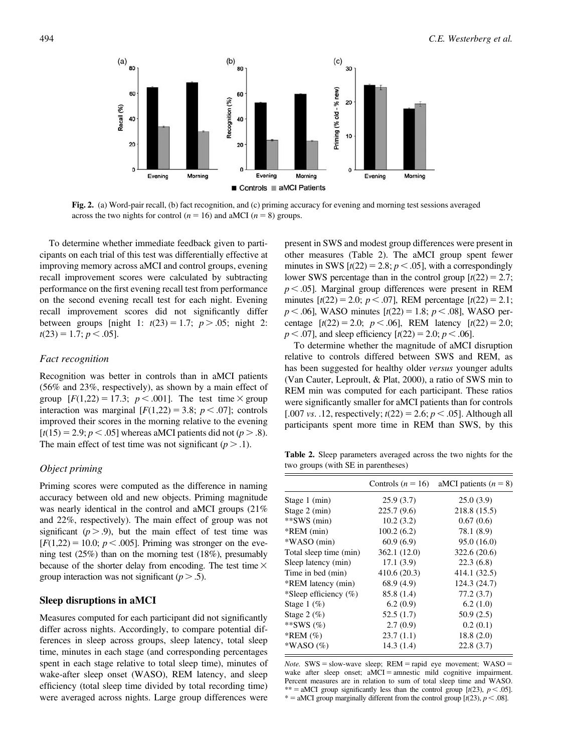Fig. 2. (a) Word-pair recall, (b) fact recognition, and (c) priming accuracy for evening and morning test sessions averaged across the two nights for control ($n = 16$) and aMCI ($n = 8$) groups.

To determine whether immediate feedback given to participants on each trial of this test was differentially effective at improving memory across aMCI and control groups, evening recall improvement scores were calculated by subtracting performance on the first evening recall test from performance on the second evening recall test for each night. Evening recall improvement scores did not significantly differ between groups [night 1: $t(23) = 1.7$; $p > .05$; night 2: $t(23) = 1.7$; $p < .05$].

### *Fact recognition*

Recognition was better in controls than in aMCI patients (56% and 23%, respectively), as shown by a main effect of group [$F(1,22) = 17.3$; $p < .001$]. The test time × group interaction was marginal [$F(1,22) = 3.8$; $p < .07$]; controls improved their scores in the morning relative to the evening [$t(15) = 2.9$; $p < .05$] whereas aMCI patients did not ($p > .8$). The main effect of test time was not significant ($p > .1$).

### *Object priming*

Priming scores were computed as the difference in naming accuracy between old and new objects. Priming magnitude was nearly identical in the control and aMCI groups (21% and 22%, respectively). The main effect of group was not significant ($p > .9$), but the main effect of test time was [$F(1,22) = 10.0$; $p < .005$]. Priming was stronger on the evening test (25%) than on the morning test (18%), presumably because of the shorter delay from encoding. The test time × group interaction was not significant ($p > .5$).

## Sleep disruptions in aMCI

Measures computed for each participant did not significantly differ across nights. Accordingly, to compare potential differences in sleep across groups, sleep latency, total sleep time, minutes in each stage (and corresponding percentages spent in each stage relative to total sleep time), minutes of wake-after sleep onset (WASO), REM latency, and sleep efficiency (total sleep time divided by total recording time) were averaged across nights. Large group differences were present in SWS and modest group differences were present in other measures (Table 2). The aMCI group spent fewer minutes in SWS [$t(22) = 2.8$; $p < .05$], with a correspondingly lower SWS percentage than in the control group [$t(22) = 2.7$; $p < .05$]. Marginal group differences were present in REM minutes [$t(22) = 2.0$; $p < .07$], REM percentage [$t(22) = 2.1$; $p < .06$], WASO minutes [$t(22) = 1.8$; $p < .08$], WASO percentage [$t(22) = 2.0$; $p < .06$], REM latency [$t(22) = 2.0$; $p < .07$], and sleep efficiency [$t(22) = 2.0$; $p < .06$].

To determine whether the magnitude of aMCI disruption relative to controls differed between SWS and REM, as has been suggested for healthy older *versus* younger adults (Van Cauter, Leproult, & Plat, 2000), a ratio of SWS min to REM min was computed for each participant. These ratios were significantly smaller for aMCI patients than for controls [.007 *vs*. .12, respectively; $t(22) = 2.6$; $p < .05$]. Although all participants spent more time in REM than SWS, by this

**Table 2.** Sleep parameters averaged across the two nights for the two groups (with SE in parentheses)

| | Controls ($n = 16$) | aMCI patients ($n = 8$) |
|---|---|---|
| Stage 1 (min) | 25.9 (3.7) | 25.0 (3.9) |
| Stage 2 (min) | 225.7 (9.6) | 218.8 (15.5) |
| **SWS (min) | 10.2 (3.2) | 0.67 (0.6) |
| *REM (min) | 100.2 (6.2) | 78.1 (8.9) |
| *WASO (min) | 60.9 (6.9) | 95.0 (16.0) |
| Total sleep time (min) | 362.1 (12.0) | 322.6 (20.6) |
| Sleep latency (min) | 17.1 (3.9) | 22.3 (6.8) |
| Time in bed (min) | 410.6 (20.3) | 414.1 (32.5) |
| *REM latency (min) | 68.9 (4.9) | 124.3 (24.7) |
| *Sleep efficiency (%) | 85.8 (1.4) | 77.2 (3.7) |
| Stage 1 (%) | 6.2 (0.9) | 6.2 (1.0) |
| Stage 2 (%) | 52.5 (1.7) | 50.9 (2.5) |
| **SWS (%) | 2.7 (0.9) | 0.2 (0.1) |
| *REM (%) | 23.7 (1.1) | 18.8 (2.0) |
| *WASO (%) | 14.3 (1.4) | 22.8 (3.7) |

*Note.* SWS = slow-wave sleep; REM = rapid eye movement; WASO = wake after sleep onset; aMCI = amnestic mild cognitive impairment. Percent measures are in relation to sum of total sleep time and WASO. ** = aMCI group significantly less than the control group [$t(23)$, $p < .05$]. * = aMCI group marginally different from the control group [$t(23)$, $p < .08$].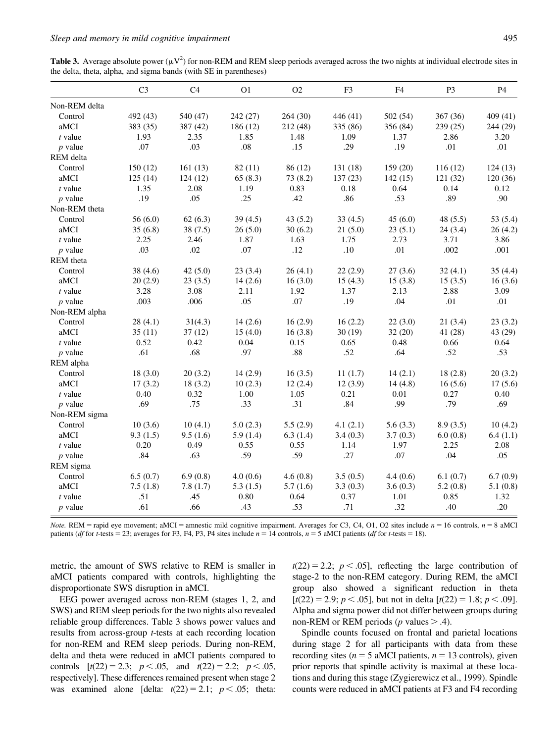**Table 3.** Average absolute power ($\mu V^2$) for non-REM and REM sleep periods averaged across the two nights at individual electrode sites in the delta, theta, alpha, and sigma bands (with SE in parentheses)

| | C3 | C4 | O1 | O2 | F3 | F4 | P3 | P4 |
|---|---|---|---|---|---|---|---|---|
| Non-REM delta | | | | | | | | |
| Control | 492 (43) | 540 (47) | 242 (27) | 264 (30) | 446 (41) | 502 (54) | 367 (36) | 409 (41) |
| aMCI | 383 (35) | 387 (42) | 186 (12) | 212 (48) | 335 (86) | 356 (84) | 239 (25) | 244 (29) |
| *t* value | 1.93 | 2.35 | 1.85 | 1.48 | 1.09 | 1.37 | 2.86 | 3.20 |
| *p* value | .07 | .03 | .08 | .15 | .29 | .19 | .01 | .01 |
| REM delta | | | | | | | | |
| Control | 150 (12) | 161 (13) | 82 (11) | 86 (12) | 131 (18) | 159 (20) | 116 (12) | 124 (13) |
| aMCI | 125 (14) | 124 (12) | 65 (8.3) | 73 (8.2) | 137 (23) | 142 (15) | 121 (32) | 120 (36) |
| *t* value | 1.35 | 2.08 | 1.19 | 0.83 | 0.18 | 0.64 | 0.14 | 0.12 |
| *p* value | .19 | .05 | .25 | .42 | .86 | .53 | .89 | .90 |
| Non-REM theta | | | | | | | | |
| Control | 56 (6.0) | 62 (6.3) | 39 (4.5) | 43 (5.2) | 33 (4.5) | 45 (6.0) | 48 (5.5) | 53 (5.4) |
| aMCI | 35 (6.8) | 38 (7.5) | 26 (5.0) | 30 (6.2) | 21 (5.0) | 23 (5.1) | 24 (3.4) | 26 (4.2) |
| *t* value | 2.25 | 2.46 | 1.87 | 1.63 | 1.75 | 2.73 | 3.71 | 3.86 |
| *p* value | .03 | .02 | .07 | .12 | .10 | .01 | .002 | .001 |
| REM theta | | | | | | | | |
| Control | 38 (4.6) | 42 (5.0) | 23 (3.4) | 26 (4.1) | 22 (2.9) | 27 (3.6) | 32 (4.1) | 35 (4.4) |
| aMCI | 20 (2.9) | 23 (3.5) | 14 (2.6) | 16 (3.0) | 15 (4.3) | 15 (3.8) | 15 (3.5) | 16 (3.6) |
| *t* value | 3.28 | 3.08 | 2.11 | 1.92 | 1.37 | 2.13 | 2.88 | 3.09 |
| *p* value | .003 | .006 | .05 | .07 | .19 | .04 | .01 | .01 |
| Non-REM alpha | | | | | | | | |
| Control | 28 (4.1) | 31(4.3) | 14 (2.6) | 16 (2.9) | 16 (2.2) | 22 (3.0) | 21 (3.4) | 23 (3.2) |
| aMCI | 35 (11) | 37 (12) | 15 (4.0) | 16 (3.8) | 30 (19) | 32 (20) | 41 (28) | 43 (29) |
| *t* value | 0.52 | 0.42 | 0.04 | 0.15 | 0.65 | 0.48 | 0.66 | 0.64 |
| *p* value | .61 | .68 | .97 | .88 | .52 | .64 | .52 | .53 |
| REM alpha | | | | | | | | |
| Control | 18 (3.0) | 20 (3.2) | 14 (2.9) | 16 (3.5) | 11 (1.7) | 14 (2.1) | 18 (2.8) | 20 (3.2) |
| aMCI | 17 (3.2) | 18 (3.2) | 10 (2.3) | 12 (2.4) | 12 (3.9) | 14 (4.8) | 16 (5.6) | 17 (5.6) |
| *t* value | 0.40 | 0.32 | 1.00 | 1.05 | 0.21 | 0.01 | 0.27 | 0.40 |
| *p* value | .69 | .75 | .33 | .31 | .84 | .99 | .79 | .69 |
| Non-REM sigma | | | | | | | | |
| Control | 10 (3.6) | 10 (4.1) | 5.0 (2.3) | 5.5 (2.9) | 4.1 (2.1) | 5.6 (3.3) | 8.9 (3.5) | 10 (4.2) |
| aMCI | 9.3 (1.5) | 9.5 (1.6) | 5.9 (1.4) | 6.3 (1.4) | 3.4 (0.3) | 3.7 (0.3) | 6.0 (0.8) | 6.4 (1.1) |
| *t* value | 0.20 | 0.49 | 0.55 | 0.55 | 1.14 | 1.97 | 2.25 | 2.08 |
| *p* value | .84 | .63 | .59 | .59 | .27 | .07 | .04 | .05 |
| REM sigma | | | | | | | | |
| Control | 6.5 (0.7) | 6.9 (0.8) | 4.0 (0.6) | 4.6 (0.8) | 3.5 (0.5) | 4.4 (0.6) | 6.1 (0.7) | 6.7 (0.9) |
| aMCI | 7.5 (1.8) | 7.8 (1.7) | 5.3 (1.5) | 5.7 (1.6) | 3.3 (0.3) | 3.6 (0.3) | 5.2 (0.8) | 5.1 (0.8) |
| *t* value | .51 | .45 | 0.80 | 0.64 | 0.37 | 1.01 | 0.85 | 1.32 |
| *p* value | .61 | .66 | .43 | .53 | .71 | .32 | .40 | .20 |

*Note.* REM = rapid eye movement; aMCI = amnestic mild cognitive impairment. Averages for C3, C4, O1, O2 sites include $n = 16$ controls, $n = 8$ aMCI patients (*df* for *t*-tests = 23; averages for F3, F4, P3, P4 sites include $n = 14$ controls, $n = 5$ aMCI patients (*df* for *t*-tests = 18).

metric, the amount of SWS relative to REM is smaller in aMCI patients compared with controls, highlighting the disproportionate SWS disruption in aMCI.

EEG power averaged across non-REM (stages 1, 2, and SWS) and REM sleep periods for the two nights also revealed reliable group differences. Table 3 shows power values and results from across-group *t*-tests at each recording location for non-REM and REM sleep periods. During non-REM, delta and theta were reduced in aMCI patients compared to controls [$t(22) = 2.3$; $p < .05$, and $t(22) = 2.2$; $p < .05$, respectively]. These differences remained present when stage 2 was examined alone [delta: $t(22) = 2.1$; $p < .05$; theta: $t(22) = 2.2$; $p < .05$], reflecting the large contribution of stage-2 to the non-REM category. During REM, the aMCI group also showed a significant reduction in theta [$t(22) = 2.9$; $p < .05$], but not in delta [$t(22) = 1.8$; $p < .09$]. Alpha and sigma power did not differ between groups during non-REM or REM periods (*p* values $> .4$).

Spindle counts focused on frontal and parietal locations during stage 2 for all participants with data from these recording sites ($n = 5$ aMCI patients, $n = 13$ controls), given prior reports that spindle activity is maximal at these locations and during this stage (Zygierewicz et al., 1999). Spindle counts were reduced in aMCI patients at F3 and F4 recording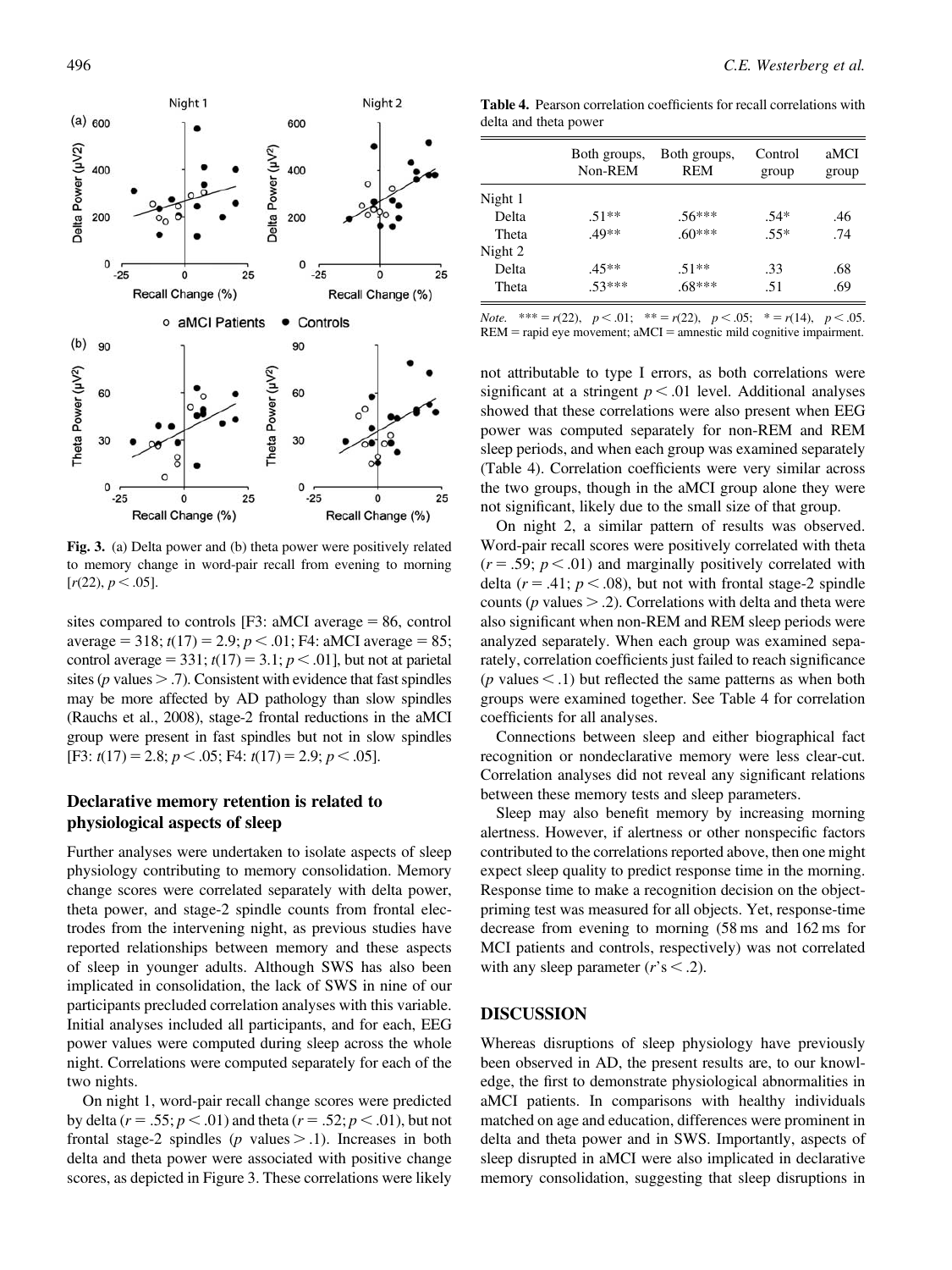Fig. 3. (a) Delta power and (b) theta power were positively related to memory change in word-pair recall from evening to morning [$r(22)$, $p < .05$].

sites compared to controls [F3: aMCI average = 86, control average = 318; $t(17) = 2.9$; $p < .01$; F4: aMCI average = 85; control average = 331; $t(17) = 3.1$; $p < .01$], but not at parietal sites ($p$ values > .7). Consistent with evidence that fast spindles may be more affected by AD pathology than slow spindles (Rauchs et al., 2008), stage-2 frontal reductions in the aMCI group were present in fast spindles but not in slow spindles [F3: $t(17) = 2.8$; $p < .05$; F4: $t(17) = 2.9$; $p < .05$].

## Declarative memory retention is related to physiological aspects of sleep

Further analyses were undertaken to isolate aspects of sleep physiology contributing to memory consolidation. Memory change scores were correlated separately with delta power, theta power, and stage-2 spindle counts from frontal electrodes from the intervening night, as previous studies have reported relationships between memory and these aspects of sleep in younger adults. Although SWS has also been implicated in consolidation, the lack of SWS in nine of our participants precluded correlation analyses with this variable. Initial analyses included all participants, and for each, EEG power values were computed during sleep across the whole night. Correlations were computed separately for each of the two nights.

On night 1, word-pair recall change scores were predicted by delta ($r = .55$; $p < .01$) and theta ($r = .52$; $p < .01$), but not frontal stage-2 spindles ($p$ values > .1). Increases in both delta and theta power were associated with positive change scores, as depicted in Figure 3. These correlations were likely not attributable to type I errors, as both correlations were significant at a stringent $p < .01$ level. Additional analyses showed that these correlations were also present when EEG power was computed separately for non-REM and REM sleep periods, and when each group was examined separately (Table 4). Correlation coefficients were very similar across the two groups, though in the aMCI group alone they were not significant, likely due to the small size of that group.

**Table 4.** Pearson correlation coefficients for recall correlations with delta and theta power

| | Both groups, Non-REM | Both groups, REM | Control group | aMCI group |
|---|---|---|---|---|
| Night 1 | | | | |
| Delta | .51** | .56*** | .54* | .46 |
| Theta | .49** | .60*** | .55* | .74 |
| Night 2 | | | | |
| Delta | .45** | .51** | .33 | .68 |
| Theta | .53*** | .68*** | .51 | .69 |

*Note.* *** = $r(22)$, $p < .01$; ** = $r(22)$, $p < .05$; * = $r(14)$, $p < .05$. REM = rapid eye movement; aMCI = amnestic mild cognitive impairment.

On night 2, a similar pattern of results was observed. Word-pair recall scores were positively correlated with theta ($r = .59$; $p < .01$) and marginally positively correlated with delta ($r = .41$; $p < .08$), but not with frontal stage-2 spindle counts ($p$ values > .2). Correlations with delta and theta were also significant when non-REM and REM sleep periods were analyzed separately. When each group was examined separately, correlation coefficients just failed to reach significance ($p$ values < .1) but reflected the same patterns as when both groups were examined together. See Table 4 for correlation coefficients for all analyses.

Connections between sleep and either biographical fact recognition or nondeclarative memory were less clear-cut. Correlation analyses did not reveal any significant relations between these memory tests and sleep parameters.

Sleep may also benefit memory by increasing morning alertness. However, if alertness or other nonspecific factors contributed to the correlations reported above, then one might expect sleep quality to predict response time in the morning. Response time to make a recognition decision on the object-priming test was measured for all objects. Yet, response-time decrease from evening to morning (58 ms and 162 ms for MCI patients and controls, respectively) was not correlated with any sleep parameter ($r$'s < .2).

## DISCUSSION

Whereas disruptions of sleep physiology have previously been observed in AD, the present results are, to our knowledge, the first to demonstrate physiological abnormalities in aMCI patients. In comparisons with healthy individuals matched on age and education, differences were prominent in delta and theta power and in SWS. Importantly, aspects of sleep disrupted in aMCI were also implicated in declarative memory consolidation, suggesting that sleep disruptions in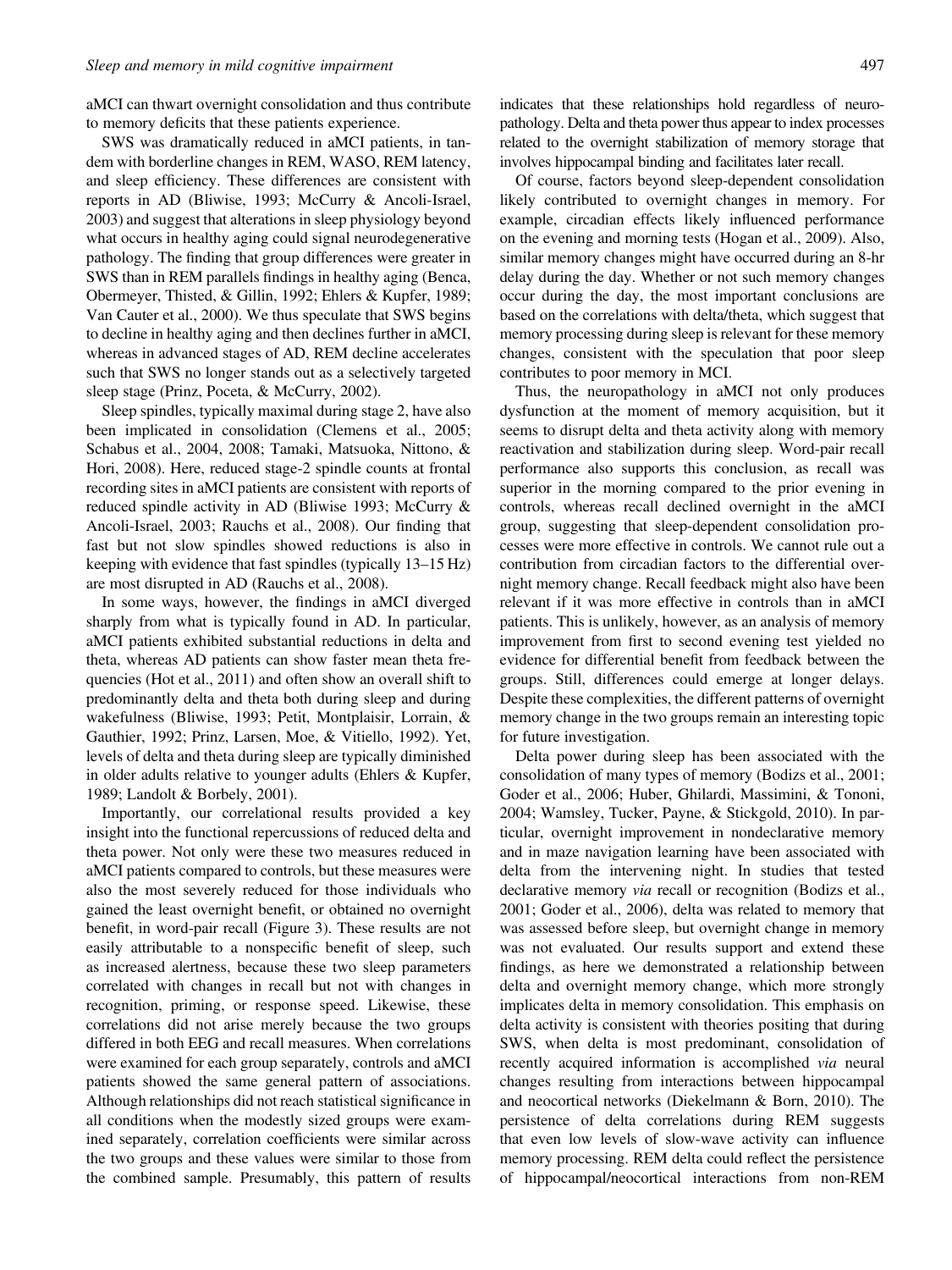aMCI can thwart overnight consolidation and thus contribute to memory deficits that these patients experience.

SWS was dramatically reduced in aMCI patients, in tandem with borderline changes in REM, WASO, REM latency, and sleep efficiency. These differences are consistent with reports in AD (Bliwise, 1993; McCurry & Ancoli-Israel, 2003) and suggest that alterations in sleep physiology beyond what occurs in healthy aging could signal neurodegenerative pathology. The finding that group differences were greater in SWS than in REM parallels findings in healthy aging (Benca, Obermeyer, Thisted, & Gillin, 1992; Ehlers & Kupfer, 1989; Van Cauter et al., 2000). We thus speculate that SWS begins to decline in healthy aging and then declines further in aMCI, whereas in advanced stages of AD, REM decline accelerates such that SWS no longer stands out as a selectively targeted sleep stage (Prinz, Poceta, & McCurry, 2002).

Sleep spindles, typically maximal during stage 2, have also been implicated in consolidation (Clemens et al., 2005; Schabus et al., 2004, 2008; Tamaki, Matsuoka, Nittono, & Hori, 2008). Here, reduced stage-2 spindle counts at frontal recording sites in aMCI patients are consistent with reports of reduced spindle activity in AD (Bliwise 1993; McCurry & Ancoli-Israel, 2003; Rauchs et al., 2008). Our finding that fast but not slow spindles showed reductions is also in keeping with evidence that fast spindles (typically 13–15 Hz) are most disrupted in AD (Rauchs et al., 2008).

In some ways, however, the findings in aMCI diverged sharply from what is typically found in AD. In particular, aMCI patients exhibited substantial reductions in delta and theta, whereas AD patients can show faster mean theta frequencies (Hot et al., 2011) and often show an overall shift to predominantly delta and theta both during sleep and during wakefulness (Bliwise, 1993; Petit, Montplaisir, Lorrain, & Gauthier, 1992; Prinz, Larsen, Moe, & Vitiello, 1992). Yet, levels of delta and theta during sleep are typically diminished in older adults relative to younger adults (Ehlers & Kupfer, 1989; Landolt & Borbely, 2001).

Importantly, our correlational results provided a key insight into the functional repercussions of reduced delta and theta power. Not only were these two measures reduced in aMCI patients compared to controls, but these measures were also the most severely reduced for those individuals who gained the least overnight benefit, or obtained no overnight benefit, in word-pair recall (Figure 3). These results are not easily attributable to a nonspecific benefit of sleep, such as increased alertness, because these two sleep parameters correlated with changes in recall but not with changes in recognition, priming, or response speed. Likewise, these correlations did not arise merely because the two groups differed in both EEG and recall measures. When correlations were examined for each group separately, controls and aMCI patients showed the same general pattern of associations. Although relationships did not reach statistical significance in all conditions when the modestly sized groups were examined separately, correlation coefficients were similar across the two groups and these values were similar to those from the combined sample. Presumably, this pattern of results indicates that these relationships hold regardless of neuropathology. Delta and theta power thus appear to index processes related to the overnight stabilization of memory storage that involves hippocampal binding and facilitates later recall.

Of course, factors beyond sleep-dependent consolidation likely contributed to overnight changes in memory. For example, circadian effects likely influenced performance on the evening and morning tests (Hogan et al., 2009). Also, similar memory changes might have occurred during an 8-hr delay during the day. Whether or not such memory changes occur during the day, the most important conclusions are based on the correlations with delta/theta, which suggest that memory processing during sleep is relevant for these memory changes, consistent with the speculation that poor sleep contributes to poor memory in MCI.

Thus, the neuropathology in aMCI not only produces dysfunction at the moment of memory acquisition, but it seems to disrupt delta and theta activity along with memory reactivation and stabilization during sleep. Word-pair recall performance also supports this conclusion, as recall was superior in the morning compared to the prior evening in controls, whereas recall declined overnight in the aMCI group, suggesting that sleep-dependent consolidation processes were more effective in controls. We cannot rule out a contribution from circadian factors to the differential overnight memory change. Recall feedback might also have been relevant if it was more effective in controls than in aMCI patients. This is unlikely, however, as an analysis of memory improvement from first to second evening test yielded no evidence for differential benefit from feedback between the groups. Still, differences could emerge at longer delays. Despite these complexities, the different patterns of overnight memory change in the two groups remain an interesting topic for future investigation.

Delta power during sleep has been associated with the consolidation of many types of memory (Bodizs et al., 2001; Goder et al., 2006; Huber, Ghilardi, Massimini, & Tononi, 2004; Wamsley, Tucker, Payne, & Stickgold, 2010). In particular, overnight improvement in nondeclarative memory and in maze navigation learning have been associated with delta from the intervening night. In studies that tested declarative memory *via* recall or recognition (Bodizs et al., 2001; Goder et al., 2006), delta was related to memory that was assessed before sleep, but overnight change in memory was not evaluated. Our results support and extend these findings, as here we demonstrated a relationship between delta and overnight memory change, which more strongly implicates delta in memory consolidation. This emphasis on delta activity is consistent with theories positing that during SWS, when delta is most predominant, consolidation of recently acquired information is accomplished *via* neural changes resulting from interactions between hippocampal and neocortical networks (Diekelmann & Born, 2010). The persistence of delta correlations during REM suggests that even low levels of slow-wave activity can influence memory processing. REM delta could reflect the persistence of hippocampal/neocortical interactions from non-REM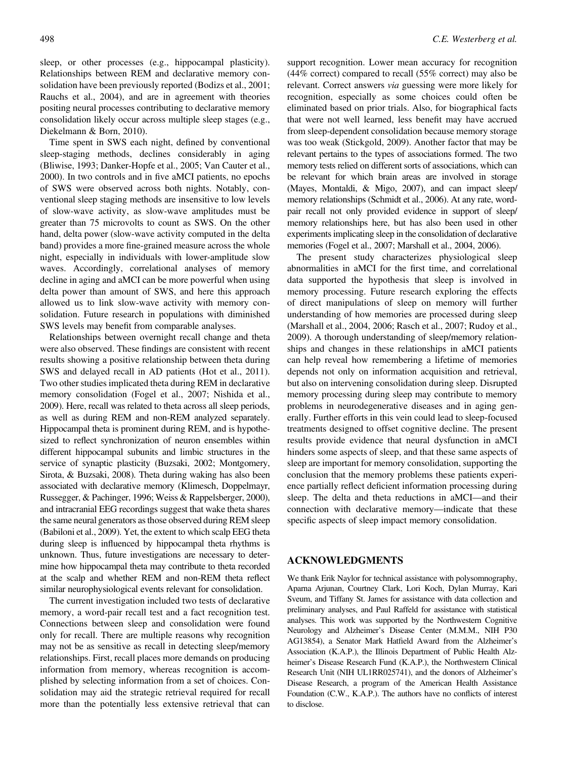sleep, or other processes (e.g., hippocampal plasticity). Relationships between REM and declarative memory consolidation have been previously reported (Bodizs et al., 2001; Rauchs et al., 2004), and are in agreement with theories positing neural processes contributing to declarative memory consolidation likely occur across multiple sleep stages (e.g., Diekelmann & Born, 2010).

Time spent in SWS each night, defined by conventional sleep-staging methods, declines considerably in aging (Bliwise, 1993; Danker-Hopfe et al., 2005; Van Cauter et al., 2000). In two controls and in five aMCI patients, no epochs of SWS were observed across both nights. Notably, conventional sleep staging methods are insensitive to low levels of slow-wave activity, as slow-wave amplitudes must be greater than 75 microvolts to count as SWS. On the other hand, delta power (slow-wave activity computed in the delta band) provides a more fine-grained measure across the whole night, especially in individuals with lower-amplitude slow waves. Accordingly, correlational analyses of memory decline in aging and aMCI can be more powerful when using delta power than amount of SWS, and here this approach allowed us to link slow-wave activity with memory consolidation. Future research in populations with diminished SWS levels may benefit from comparable analyses.

Relationships between overnight recall change and theta were also observed. These findings are consistent with recent results showing a positive relationship between theta during SWS and delayed recall in AD patients (Hot et al., 2011). Two other studies implicated theta during REM in declarative memory consolidation (Fogel et al., 2007; Nishida et al., 2009). Here, recall was related to theta across all sleep periods, as well as during REM and non-REM analyzed separately. Hippocampal theta is prominent during REM, and is hypothesized to reflect synchronization of neuron ensembles within different hippocampal subunits and limbic structures in the service of synaptic plasticity (Buzsaki, 2002; Montgomery, Sirota, & Buzsaki, 2008). Theta during waking has also been associated with declarative memory (Klimesch, Doppelmayr, Russegger, & Pachinger, 1996; Weiss & Rappelsberger, 2000), and intracranial EEG recordings suggest that wake theta shares the same neural generators as those observed during REM sleep (Babiloni et al., 2009). Yet, the extent to which scalp EEG theta during sleep is influenced by hippocampal theta rhythms is unknown. Thus, future investigations are necessary to determine how hippocampal theta may contribute to theta recorded at the scalp and whether REM and non-REM theta reflect similar neurophysiological events relevant for consolidation.

The current investigation included two tests of declarative memory, a word-pair recall test and a fact recognition test. Connections between sleep and consolidation were found only for recall. There are multiple reasons why recognition may not be as sensitive as recall in detecting sleep/memory relationships. First, recall places more demands on producing information from memory, whereas recognition is accomplished by selecting information from a set of choices. Consolidation may aid the strategic retrieval required for recall more than the potentially less extensive retrieval that can support recognition. Lower mean accuracy for recognition (44% correct) compared to recall (55% correct) may also be relevant. Correct answers *via* guessing were more likely for recognition, especially as some choices could often be eliminated based on prior trials. Also, for biographical facts that were not well learned, less benefit may have accrued from sleep-dependent consolidation because memory storage was too weak (Stickgold, 2009). Another factor that may be relevant pertains to the types of associations formed. The two memory tests relied on different sorts of associations, which can be relevant for which brain areas are involved in storage (Mayes, Montaldi, & Migo, 2007), and can impact sleep/memory relationships (Schmidt et al., 2006). At any rate, word-pair recall not only provided evidence in support of sleep/memory relationships here, but has also been used in other experiments implicating sleep in the consolidation of declarative memories (Fogel et al., 2007; Marshall et al., 2004, 2006).

The present study characterizes physiological sleep abnormalities in aMCI for the first time, and correlational data supported the hypothesis that sleep is involved in memory processing. Future research exploring the effects of direct manipulations of sleep on memory will further understanding of how memories are processed during sleep (Marshall et al., 2004, 2006; Rasch et al., 2007; Rudoy et al., 2009). A thorough understanding of sleep/memory relationships and changes in these relationships in aMCI patients can help reveal how remembering a lifetime of memories depends not only on information acquisition and retrieval, but also on intervening consolidation during sleep. Disrupted memory processing during sleep may contribute to memory problems in neurodegenerative diseases and in aging generally. Further efforts in this vein could lead to sleep-focused treatments designed to offset cognitive decline. The present results provide evidence that neural dysfunction in aMCI hinders some aspects of sleep, and that these same aspects of sleep are important for memory consolidation, supporting the conclusion that the memory problems these patients experience partially reflect deficient information processing during sleep. The delta and theta reductions in aMCI—and their connection with declarative memory—indicate that these specific aspects of sleep impact memory consolidation.

## ACKNOWLEDGMENTS

We thank Erik Naylor for technical assistance with polysomnography, Aparna Arjunan, Courtney Clark, Lori Koch, Dylan Murray, Kari Sveum, and Tiffany St. James for assistance with data collection and preliminary analyses, and Paul Raffeld for assistance with statistical analyses. This work was supported by the Northwestern Cognitive Neurology and Alzheimer's Disease Center (M.M.M., NIH P30 AG13854), a Senator Mark Hatfield Award from the Alzheimer's Association (K.A.P.), the Illinois Department of Public Health Alzheimer's Disease Research Fund (K.A.P.), the Northwestern Clinical Research Unit (NIH UL1RR025741), and the donors of Alzheimer's Disease Research, a program of the American Health Assistance Foundation (C.W., K.A.P.). The authors have no conflicts of interest to disclose.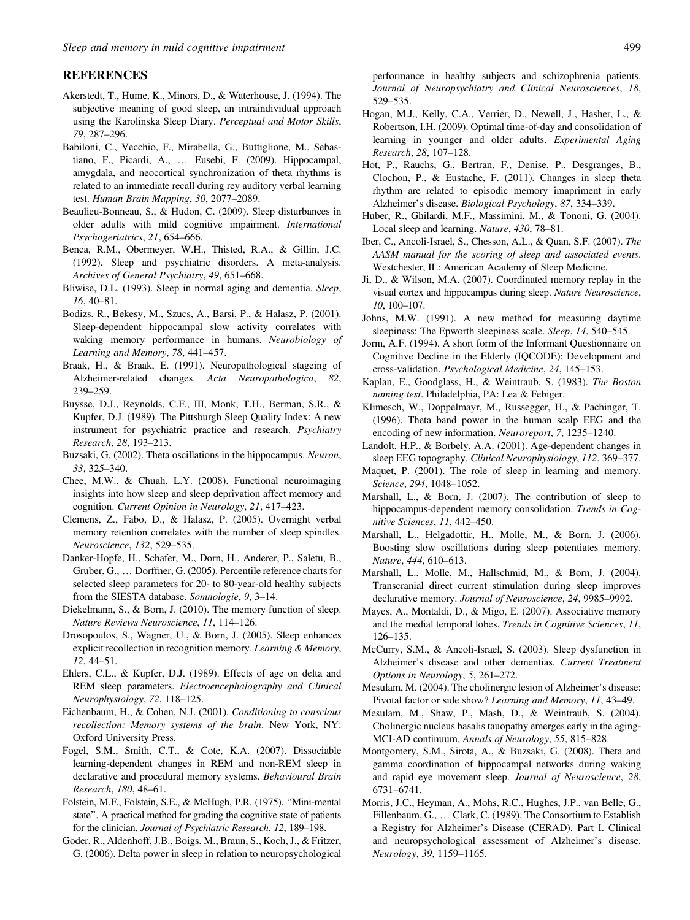## REFERENCES

Akerstedt, T., Hume, K., Minors, D., & Waterhouse, J. (1994). The subjective meaning of good sleep, an intraindividual approach using the Karolinska Sleep Diary. *Perceptual and Motor Skills*, *79*, 287–296.

Babiloni, C., Vecchio, F., Mirabella, G., Buttiglione, M., Sebastiano, F., Picardi, A., … Eusebi, F. (2009). Hippocampal, amygdala, and neocortical synchronization of theta rhythms is related to an immediate recall during rey auditory verbal learning test. *Human Brain Mapping*, *30*, 2077–2089.

Beaulieu-Bonneau, S., & Hudon, C. (2009). Sleep disturbances in older adults with mild cognitive impairment. *International Psychogeriatrics*, *21*, 654–666.

Benca, R.M., Obermeyer, W.H., Thisted, R.A., & Gillin, J.C. (1992). Sleep and psychiatric disorders. A meta-analysis. *Archives of General Psychiatry*, *49*, 651–668.

Bliwise, D.L. (1993). Sleep in normal aging and dementia. *Sleep*, *16*, 40–81.

Bodizs, R., Bekesy, M., Szucs, A., Barsi, P., & Halasz, P. (2001). Sleep-dependent hippocampal slow activity correlates with waking memory performance in humans. *Neurobiology of Learning and Memory*, *78*, 441–457.

Braak, H., & Braak, E. (1991). Neuropathological stageing of Alzheimer-related changes. *Acta Neuropathologica*, *82*, 239–259.

Buysse, D.J., Reynolds, C.F., III, Monk, T.H., Berman, S.R., & Kupfer, D.J. (1989). The Pittsburgh Sleep Quality Index: A new instrument for psychiatric practice and research. *Psychiatry Research*, *28*, 193–213.

Buzsaki, G. (2002). Theta oscillations in the hippocampus. *Neuron*, *33*, 325–340.

Chee, M.W., & Chuah, L.Y. (2008). Functional neuroimaging insights into how sleep and sleep deprivation affect memory and cognition. *Current Opinion in Neurology*, *21*, 417–423.

Clemens, Z., Fabo, D., & Halasz, P. (2005). Overnight verbal memory retention correlates with the number of sleep spindles. *Neuroscience*, *132*, 529–535.

Danker-Hopfe, H., Schafer, M., Dorn, H., Anderer, P., Saletu, B., Gruber, G., … Dorffner, G. (2005). Percentile reference charts for selected sleep parameters for 20- to 80-year-old healthy subjects from the SIESTA database. *Somnologie*, *9*, 3–14.

Diekelmann, S., & Born, J. (2010). The memory function of sleep. *Nature Reviews Neuroscience*, *11*, 114–126.

Drosopoulos, S., Wagner, U., & Born, J. (2005). Sleep enhances explicit recollection in recognition memory. *Learning & Memory*, *12*, 44–51.

Ehlers, C.L., & Kupfer, D.J. (1989). Effects of age on delta and REM sleep parameters. *Electroencephalography and Clinical Neurophysiology*, *72*, 118–125.

Eichenbaum, H., & Cohen, N.J. (2001). *Conditioning to conscious recollection: Memory systems of the brain*. New York, NY: Oxford University Press.

Fogel, S.M., Smith, C.T., & Cote, K.A. (2007). Dissociable learning-dependent changes in REM and non-REM sleep in declarative and procedural memory systems. *Behavioural Brain Research*, *180*, 48–61.

Folstein, M.F., Folstein, S.E., & McHugh, P.R. (1975). "Mini-mental state". A practical method for grading the cognitive state of patients for the clinician. *Journal of Psychiatric Research*, *12*, 189–198.

Goder, R., Aldenhoff, J.B., Boigs, M., Braun, S., Koch, J., & Fritzer, G. (2006). Delta power in sleep in relation to neuropsychological performance in healthy subjects and schizophrenia patients. *Journal of Neuropsychiatry and Clinical Neurosciences*, *18*, 529–535.

Hogan, M.J., Kelly, C.A., Verrier, D., Newell, J., Hasher, L., & Robertson, I.H. (2009). Optimal time-of-day and consolidation of learning in younger and older adults. *Experimental Aging Research*, *28*, 107–128.

Hot, P., Rauchs, G., Bertran, F., Denise, P., Desgranges, B., Clochon, P., & Eustache, F. (2011). Changes in sleep theta rhythm are related to episodic memory imapriment in early Alzheimer's disease. *Biological Psychology*, *87*, 334–339.

Huber, R., Ghilardi, M.F., Massimini, M., & Tononi, G. (2004). Local sleep and learning. *Nature*, *430*, 78–81.

Iber, C., Ancoli-Israel, S., Chesson, A.L., & Quan, S.F. (2007). *The AASM manual for the scoring of sleep and associated events*. Westchester, IL: American Academy of Sleep Medicine.

Ji, D., & Wilson, M.A. (2007). Coordinated memory replay in the visual cortex and hippocampus during sleep. *Nature Neuroscience*, *10*, 100–107.

Johns, M.W. (1991). A new method for measuring daytime sleepiness: The Epworth sleepiness scale. *Sleep*, *14*, 540–545.

Jorm, A.F. (1994). A short form of the Informant Questionnaire on Cognitive Decline in the Elderly (IQCODE): Development and cross-validation. *Psychological Medicine*, *24*, 145–153.

Kaplan, E., Goodglass, H., & Weintraub, S. (1983). *The Boston naming test*. Philadelphia, PA: Lea & Febiger.

Klimesch, W., Doppelmayr, M., Russegger, H., & Pachinger, T. (1996). Theta band power in the human scalp EEG and the encoding of new information. *Neuroreport*, *7*, 1235–1240.

Landolt, H.P., & Borbely, A.A. (2001). Age-dependent changes in sleep EEG topography. *Clinical Neurophysiology*, *112*, 369–377.

Maquet, P. (2001). The role of sleep in learning and memory. *Science*, *294*, 1048–1052.

Marshall, L., & Born, J. (2007). The contribution of sleep to hippocampus-dependent memory consolidation. *Trends in Cognitive Sciences*, *11*, 442–450.

Marshall, L., Helgadottir, H., Molle, M., & Born, J. (2006). Boosting slow oscillations during sleep potentiates memory. *Nature*, *444*, 610–613.

Marshall, L., Molle, M., Hallschmid, M., & Born, J. (2004). Transcranial direct current stimulation during sleep improves declarative memory. *Journal of Neuroscience*, *24*, 9985–9992.

Mayes, A., Montaldi, D., & Migo, E. (2007). Associative memory and the medial temporal lobes. *Trends in Cognitive Sciences*, *11*, 126–135.

McCurry, S.M., & Ancoli-Israel, S. (2003). Sleep dysfunction in Alzheimer's disease and other dementias. *Current Treatment Options in Neurology*, *5*, 261–272.

Mesulam, M. (2004). The cholinergic lesion of Alzheimer's disease: Pivotal factor or side show? *Learning and Memory*, *11*, 43–49.

Mesulam, M., Shaw, P., Mash, D., & Weintraub, S. (2004). Cholinergic nucleus basalis tauopathy emerges early in the aging-MCI-AD continuum. *Annals of Neurology*, *55*, 815–828.

Montgomery, S.M., Sirota, A., & Buzsaki, G. (2008). Theta and gamma coordination of hippocampal networks during waking and rapid eye movement sleep. *Journal of Neuroscience*, *28*, 6731–6741.

Morris, J.C., Heyman, A., Mohs, R.C., Hughes, J.P., van Belle, G., Fillenbaum, G., … Clark, C. (1989). The Consortium to Establish a Registry for Alzheimer's Disease (CERAD). Part I. Clinical and neuropsychological assessment of Alzheimer's disease. *Neurology*, *39*, 1159–1165.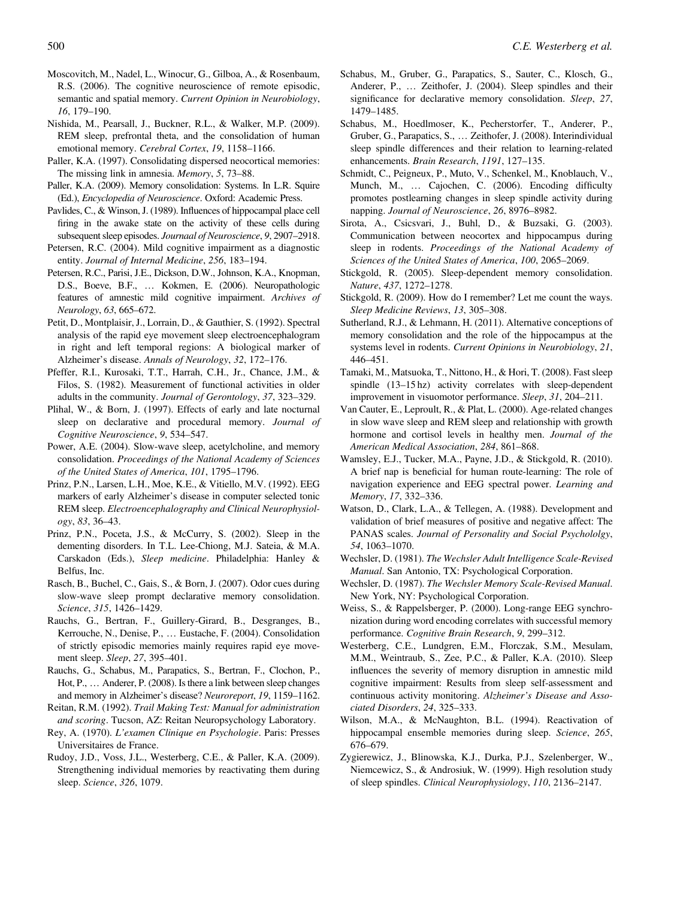Moscovitch, M., Nadel, L., Winocur, G., Gilboa, A., & Rosenbaum, R.S. (2006). The cognitive neuroscience of remote episodic, semantic and spatial memory. *Current Opinion in Neurobiology*, *16*, 179–190.

Nishida, M., Pearsall, J., Buckner, R.L., & Walker, M.P. (2009). REM sleep, prefrontal theta, and the consolidation of human emotional memory. *Cerebral Cortex*, *19*, 1158–1166.

Paller, K.A. (1997). Consolidating dispersed neocortical memories: The missing link in amnesia. *Memory*, *5*, 73–88.

Paller, K.A. (2009). Memory consolidation: Systems. In L.R. Squire (Ed.), *Encyclopedia of Neuroscience*. Oxford: Academic Press.

Pavlides, C., & Winson, J. (1989). Influences of hippocampal place cell firing in the awake state on the activity of these cells during subsequent sleep episodes. *Journaal of Neuroscience*, *9*, 2907–2918.

Petersen, R.C. (2004). Mild cognitive impairment as a diagnostic entity. *Journal of Internal Medicine*, *256*, 183–194.

Petersen, R.C., Parisi, J.E., Dickson, D.W., Johnson, K.A., Knopman, D.S., Boeve, B.F., … Kokmen, E. (2006). Neuropathologic features of amnestic mild cognitive impairment. *Archives of Neurology*, *63*, 665–672.

Petit, D., Montplaisir, J., Lorrain, D., & Gauthier, S. (1992). Spectral analysis of the rapid eye movement sleep electroencephalogram in right and left temporal regions: A biological marker of Alzheimer's disease. *Annals of Neurology*, *32*, 172–176.

Pfeffer, R.I., Kurosaki, T.T., Harrah, C.H., Jr., Chance, J.M., & Filos, S. (1982). Measurement of functional activities in older adults in the community. *Journal of Gerontology*, *37*, 323–329.

Plihal, W., & Born, J. (1997). Effects of early and late nocturnal sleep on declarative and procedural memory. *Journal of Cognitive Neuroscience*, *9*, 534–547.

Power, A.E. (2004). Slow-wave sleep, acetylcholine, and memory consolidation. *Proceedings of the National Academy of Sciences of the United States of America*, *101*, 1795–1796.

Prinz, P.N., Larsen, L.H., Moe, K.E., & Vitiello, M.V. (1992). EEG markers of early Alzheimer's disease in computer selected tonic REM sleep. *Electroencephalography and Clinical Neurophysiology*, *83*, 36–43.

Prinz, P.N., Poceta, J.S., & McCurry, S. (2002). Sleep in the dementing disorders. In T.L. Lee-Chiong, M.J. Sateia, & M.A. Carskadon (Eds.), *Sleep medicine*. Philadelphia: Hanley & Belfus, Inc.

Rasch, B., Buchel, C., Gais, S., & Born, J. (2007). Odor cues during slow-wave sleep prompt declarative memory consolidation. *Science*, *315*, 1426–1429.

Rauchs, G., Bertran, F., Guillery-Girard, B., Desgranges, B., Kerrouche, N., Denise, P., … Eustache, F. (2004). Consolidation of strictly episodic memories mainly requires rapid eye movement sleep. *Sleep*, *27*, 395–401.

Rauchs, G., Schabus, M., Parapatics, S., Bertran, F., Clochon, P., Hot, P., … Anderer, P. (2008). Is there a link between sleep changes and memory in Alzheimer's disease? *Neuroreport*, *19*, 1159–1162.

Reitan, R.M. (1992). *Trail Making Test: Manual for administration and scoring*. Tucson, AZ: Reitan Neuropsychology Laboratory.

Rey, A. (1970). *L'examen Clinique en Psychologie*. Paris: Presses Universitaires de France.

Rudoy, J.D., Voss, J.L., Westerberg, C.E., & Paller, K.A. (2009). Strengthening individual memories by reactivating them during sleep. *Science*, *326*, 1079.

Schabus, M., Gruber, G., Parapatics, S., Sauter, C., Klosch, G., Anderer, P., … Zeithofer, J. (2004). Sleep spindles and their significance for declarative memory consolidation. *Sleep*, *27*, 1479–1485.

Schabus, M., Hoedlmoser, K., Pecherstorfer, T., Anderer, P., Gruber, G., Parapatics, S., … Zeithofer, J. (2008). Interindividual sleep spindle differences and their relation to learning-related enhancements. *Brain Research*, *1191*, 127–135.

Schmidt, C., Peigneux, P., Muto, V., Schenkel, M., Knoblauch, V., Munch, M., … Cajochen, C. (2006). Encoding difficulty promotes postlearning changes in sleep spindle activity during napping. *Journal of Neuroscience*, *26*, 8976–8982.

Sirota, A., Csicsvari, J., Buhl, D., & Buzsaki, G. (2003). Communication between neocortex and hippocampus during sleep in rodents. *Proceedings of the National Academy of Sciences of the United States of America*, *100*, 2065–2069.

Stickgold, R. (2005). Sleep-dependent memory consolidation. *Nature*, *437*, 1272–1278.

Stickgold, R. (2009). How do I remember? Let me count the ways. *Sleep Medicine Reviews*, *13*, 305–308.

Sutherland, R.J., & Lehmann, H. (2011). Alternative conceptions of memory consolidation and the role of the hippocampus at the systems level in rodents. *Current Opinions in Neurobiology*, *21*, 446–451.

Tamaki, M., Matsuoka, T., Nittono, H., & Hori, T. (2008). Fast sleep spindle (13–15 hz) activity correlates with sleep-dependent improvement in visuomotor performance. *Sleep*, *31*, 204–211.

Van Cauter, E., Leproult, R., & Plat, L. (2000). Age-related changes in slow wave sleep and REM sleep and relationship with growth hormone and cortisol levels in healthy men. *Journal of the American Medical Association*, *284*, 861–868.

Wamsley, E.J., Tucker, M.A., Payne, J.D., & Stickgold, R. (2010). A brief nap is beneficial for human route-learning: The role of navigation experience and EEG spectral power. *Learning and Memory*, *17*, 332–336.

Watson, D., Clark, L.A., & Tellegen, A. (1988). Development and validation of brief measures of positive and negative affect: The PANAS scales. *Journal of Personality and Social Psycholoolgy*, *54*, 1063–1070.

Wechsler, D. (1981). *The Wechsler Adult Intelligence Scale-Revised Manual*. San Antonio, TX: Psychological Corporation.

Wechsler, D. (1987). *The Wechsler Memory Scale-Revised Manual*. New York, NY: Psychological Corporation.

Weiss, S., & Rappelsberger, P. (2000). Long-range EEG synchronization during word encoding correlates with successful memory performance. *Cognitive Brain Research*, *9*, 299–312.

Westerberg, C.E., Lundgren, E.M., Florczak, S.M., Mesulam, M.M., Weintraub, S., Zee, P.C., & Paller, K.A. (2010). Sleep influences the severity of memory disruption in amnestic mild cognitive impairment: Results from sleep self-assessment and continuous activity monitoring. *Alzheimer's Disease and Associated Disorders*, *24*, 325–333.

Wilson, M.A., & McNaughton, B.L. (1994). Reactivation of hippocampal ensemble memories during sleep. *Science*, *265*, 676–679.

Zygierewicz, J., Blinowska, K.J., Durka, P.J., Szelenberger, W., Niemcewicz, S., & Androsiuk, W. (1999). High resolution study of sleep spindles. *Clinical Neurophysiology*, *110*, 2136–2147.